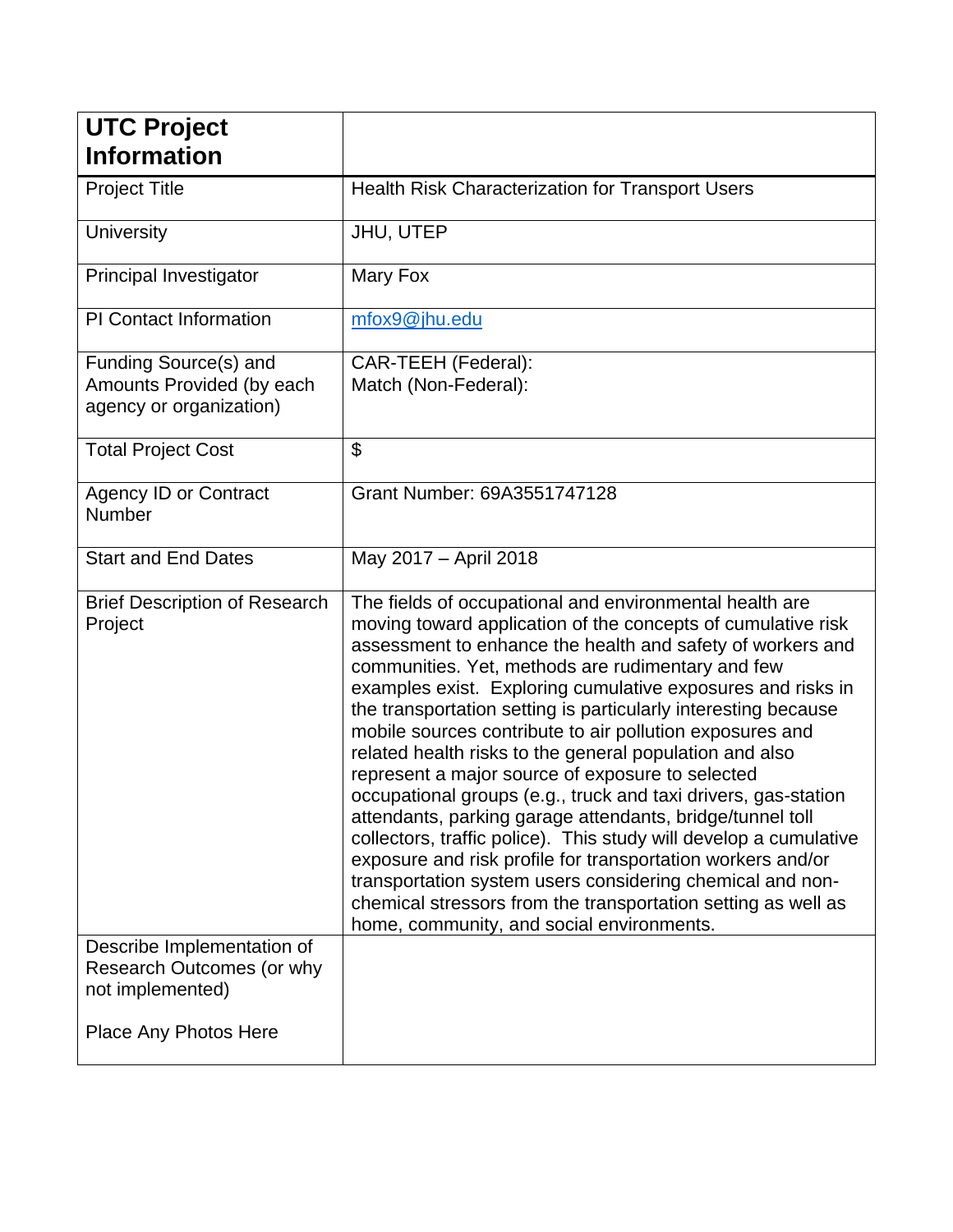| **UTC Project Information** | |
|---|---|
| Project Title | Health Risk Characterization for Transport Users |
| University | JHU, UTEP |
| Principal Investigator | Mary Fox |
| PI Contact Information | mfox9@jhu.edu |
| Funding Source(s) and Amounts Provided (by each agency or organization) | CAR-TEEH (Federal):<br>Match (Non-Federal): |
| Total Project Cost | $ |
| Agency ID or Contract Number | Grant Number: 69A3551747128 |
| Start and End Dates | May 2017 – April 2018 |
| Brief Description of Research Project | The fields of occupational and environmental health are moving toward application of the concepts of cumulative risk assessment to enhance the health and safety of workers and communities. Yet, methods are rudimentary and few examples exist. Exploring cumulative exposures and risks in the transportation setting is particularly interesting because mobile sources contribute to air pollution exposures and related health risks to the general population and also represent a major source of exposure to selected occupational groups (e.g., truck and taxi drivers, gas-station attendants, parking garage attendants, bridge/tunnel toll collectors, traffic police). This study will develop a cumulative exposure and risk profile for transportation workers and/or transportation system users considering chemical and non-chemical stressors from the transportation setting as well as home, community, and social environments. |
| Describe Implementation of Research Outcomes (or why not implemented)<br><br>Place Any Photos Here | |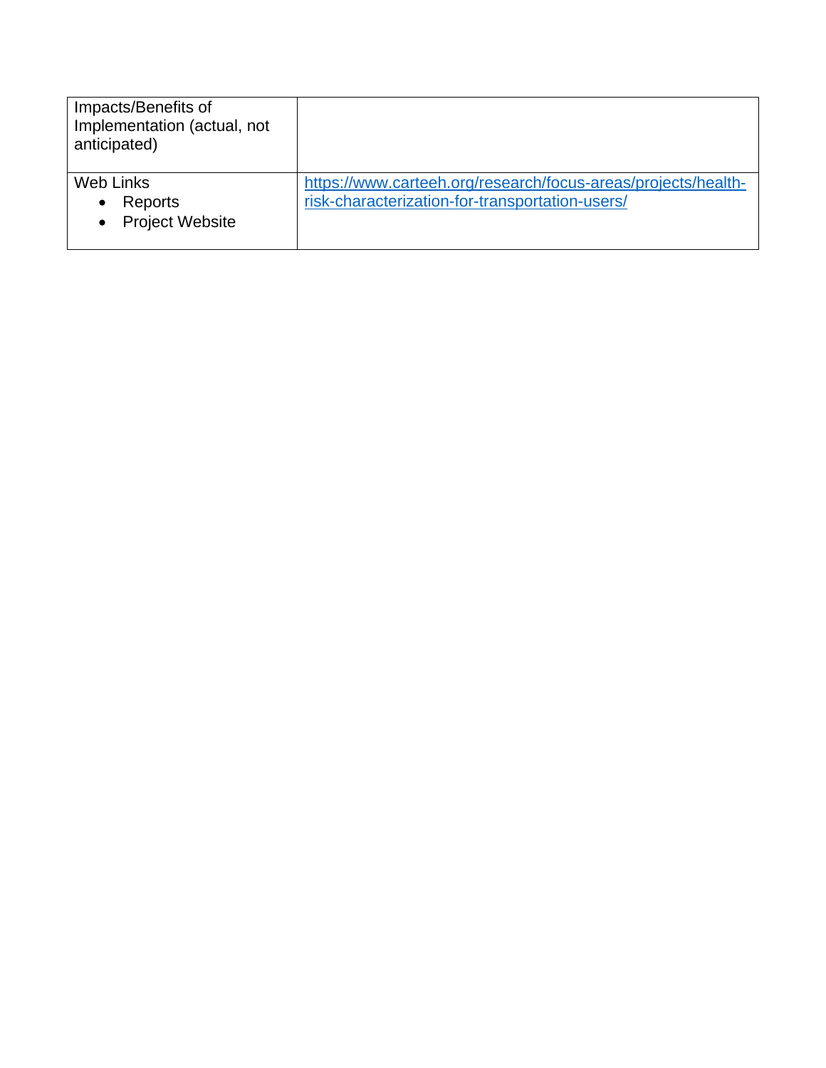| | |
|---|---|
| Impacts/Benefits of Implementation (actual, not anticipated) | |
| Web Links<br>• Reports<br>• Project Website | https://www.carteeh.org/research/focus-areas/projects/health-risk-characterization-for-transportation-users/ |